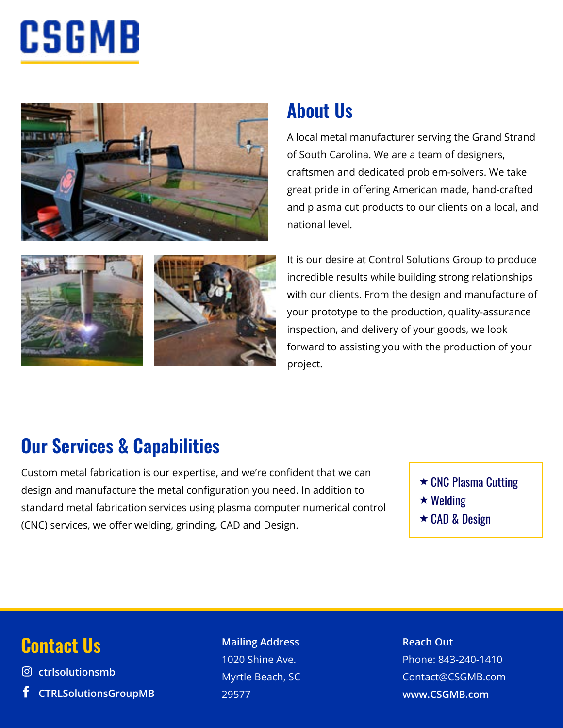# CSGMB

## About Us

A local metal manufacturer serving the Grand Strand of South Carolina. We are a team of designers, craftsmen and dedicated problem-solvers. We take great pride in offering American made, hand-crafted and plasma cut products to our clients on a local, and national level.

It is our desire at Control Solutions Group to produce incredible results while building strong relationships with our clients. From the design and manufacture of your prototype to the production, quality-assurance inspection, and delivery of your goods, we look forward to assisting you with the production of your project.

## Our Services & Capabilities

Custom metal fabrication is our expertise, and we're confident that we can design and manufacture the metal configuration you need. In addition to standard metal fabrication services using plasma computer numerical control (CNC) services, we offer welding, grinding, CAD and Design.

- ★ CNC Plasma Cutting
- ★ Welding
- ★ CAD & Design

## Contact Us

ctrlsolutionsmb

CTRLSolutionsGroupMB

**Mailing Address**
1020 Shine Ave.
Myrtle Beach, SC
29577

**Reach Out**
Phone: 843-240-1410
Contact@CSGMB.com
**www.CSGMB.com**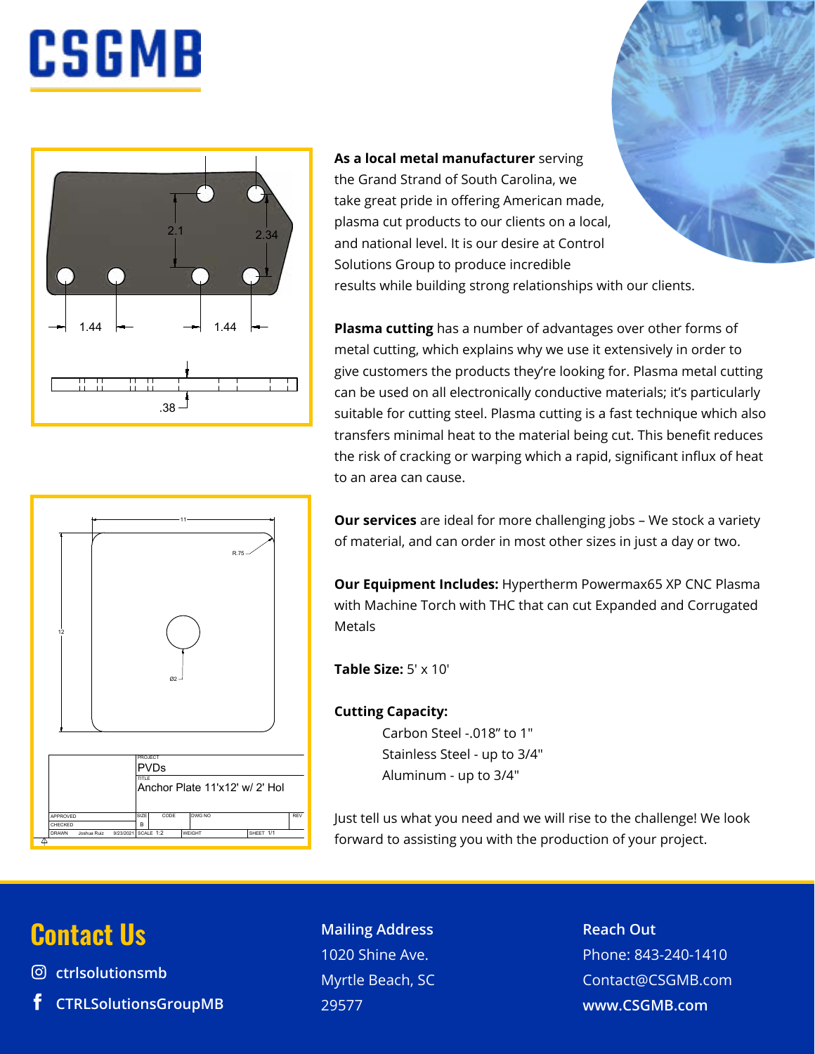# CSGMB

**As a local metal manufacturer** serving the Grand Strand of South Carolina, we take great pride in offering American made, plasma cut products to our clients on a local, and national level. It is our desire at Control Solutions Group to produce incredible results while building strong relationships with our clients.

**Plasma cutting** has a number of advantages over other forms of metal cutting, which explains why we use it extensively in order to give customers the products they're looking for. Plasma metal cutting can be used on all electronically conductive materials; it's particularly suitable for cutting steel. Plasma cutting is a fast technique which also transfers minimal heat to the material being cut. This benefit reduces the risk of cracking or warping which a rapid, significant influx of heat to an area can cause.

**Our services** are ideal for more challenging jobs – We stock a variety of material, and can order in most other sizes in just a day or two.

**Our Equipment Includes:** Hypertherm Powermax65 XP CNC Plasma with Machine Torch with THC that can cut Expanded and Corrugated Metals

**Table Size:** 5' x 10'

**Cutting Capacity:**

Carbon Steel -.018" to 1"
Stainless Steel - up to 3/4"
Aluminum - up to 3/4"

Just tell us what you need and we will rise to the challenge! We look forward to assisting you with the production of your project.

## Contact Us

ctrlsolutionsmb

CTRLSolutionsGroupMB

**Mailing Address**
1020 Shine Ave.
Myrtle Beach, SC
29577

**Reach Out**
Phone: 843-240-1410
Contact@CSGMB.com
**www.CSGMB.com**